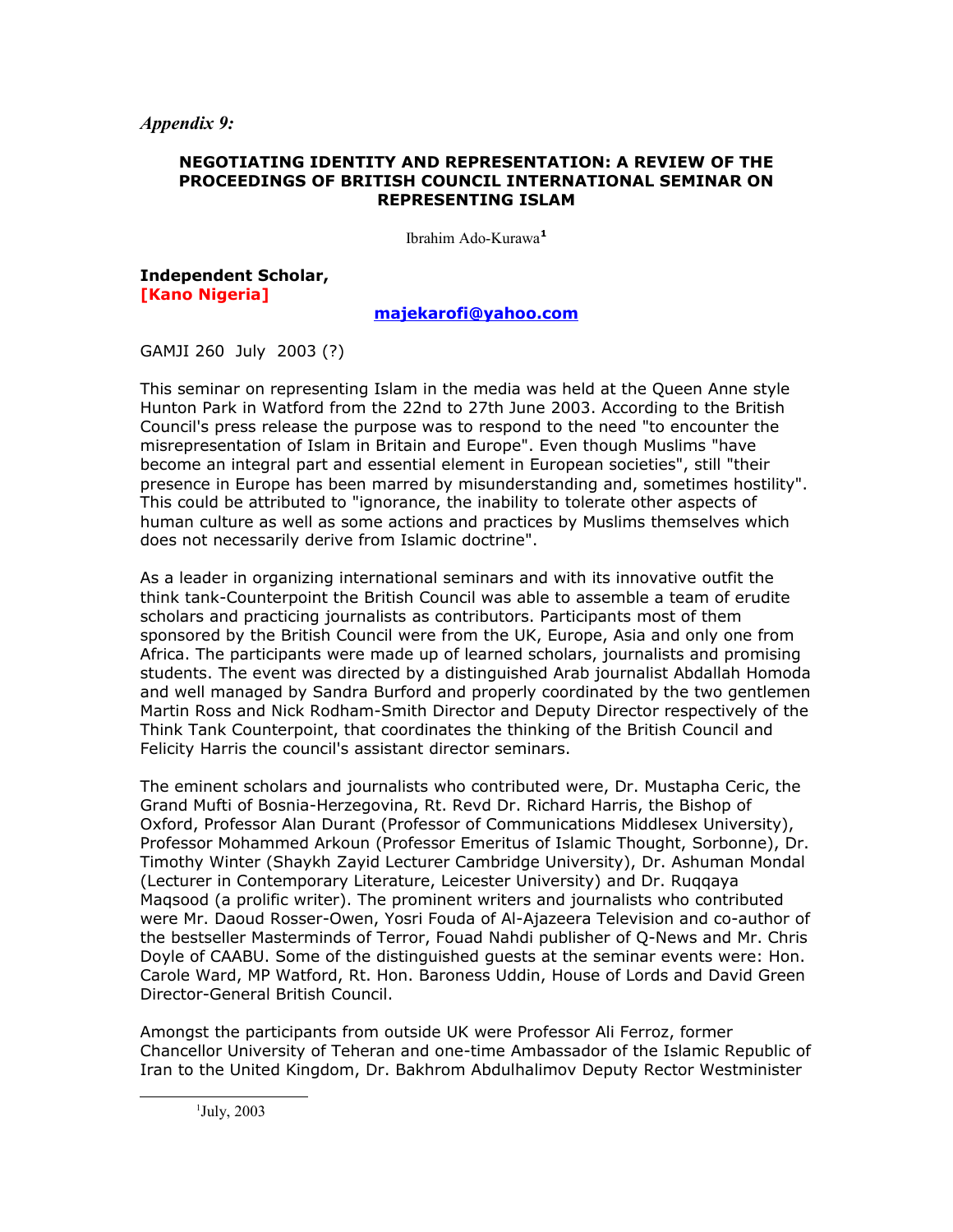*Appendix 9:*

## NEGOTIATING IDENTITY AND REPRESENTATION: A REVIEW OF THE PROCEEDINGS OF BRITISH COUNCIL INTERNATIONAL SEMINAR ON REPRESENTING ISLAM

Ibrahim Ado-Kurawa[1]

**Independent Scholar,**
**[Kano Nigeria]**

majekarofi@yahoo.com

GAMJI 260 July 2003 (?)

This seminar on representing Islam in the media was held at the Queen Anne style Hunton Park in Watford from the 22nd to 27th June 2003. According to the British Council's press release the purpose was to respond to the need "to encounter the misrepresentation of Islam in Britain and Europe". Even though Muslims "have become an integral part and essential element in European societies", still "their presence in Europe has been marred by misunderstanding and, sometimes hostility". This could be attributed to "ignorance, the inability to tolerate other aspects of human culture as well as some actions and practices by Muslims themselves which does not necessarily derive from Islamic doctrine".

As a leader in organizing international seminars and with its innovative outfit the think tank-Counterpoint the British Council was able to assemble a team of erudite scholars and practicing journalists as contributors. Participants most of them sponsored by the British Council were from the UK, Europe, Asia and only one from Africa. The participants were made up of learned scholars, journalists and promising students. The event was directed by a distinguished Arab journalist Abdallah Homoda and well managed by Sandra Burford and properly coordinated by the two gentlemen Martin Ross and Nick Rodham-Smith Director and Deputy Director respectively of the Think Tank Counterpoint, that coordinates the thinking of the British Council and Felicity Harris the council's assistant director seminars.

The eminent scholars and journalists who contributed were, Dr. Mustapha Ceric, the Grand Mufti of Bosnia-Herzegovina, Rt. Revd Dr. Richard Harris, the Bishop of Oxford, Professor Alan Durant (Professor of Communications Middlesex University), Professor Mohammed Arkoun (Professor Emeritus of Islamic Thought, Sorbonne), Dr. Timothy Winter (Shaykh Zayid Lecturer Cambridge University), Dr. Ashuman Mondal (Lecturer in Contemporary Literature, Leicester University) and Dr. Ruqqaya Maqsood (a prolific writer). The prominent writers and journalists who contributed were Mr. Daoud Rosser-Owen, Yosri Fouda of Al-Ajazeera Television and co-author of the bestseller Masterminds of Terror, Fouad Nahdi publisher of Q-News and Mr. Chris Doyle of CAABU. Some of the distinguished guests at the seminar events were: Hon. Carole Ward, MP Watford, Rt. Hon. Baroness Uddin, House of Lords and David Green Director-General British Council.

Amongst the participants from outside UK were Professor Ali Ferroz, former Chancellor University of Teheran and one-time Ambassador of the Islamic Republic of Iran to the United Kingdom, Dr. Bakhrom Abdulhalimov Deputy Rector Westminister

---

[1] July, 2003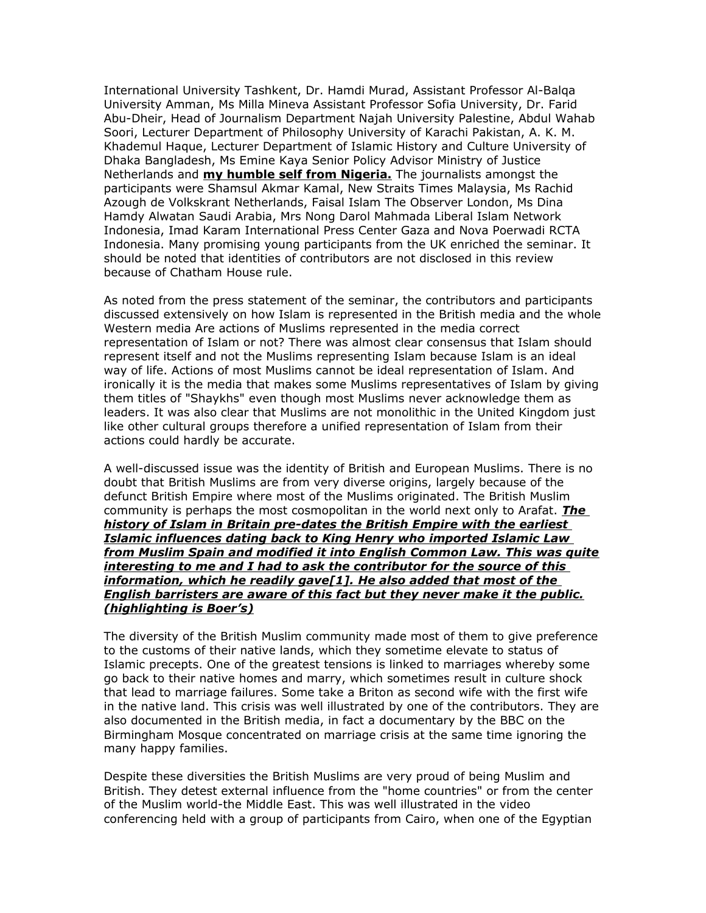International University Tashkent, Dr. Hamdi Murad, Assistant Professor Al-Balqa University Amman, Ms Milla Mineva Assistant Professor Sofia University, Dr. Farid Abu-Dheir, Head of Journalism Department Najah University Palestine, Abdul Wahab Soori, Lecturer Department of Philosophy University of Karachi Pakistan, A. K. M. Khademul Haque, Lecturer Department of Islamic History and Culture University of Dhaka Bangladesh, Ms Emine Kaya Senior Policy Advisor Ministry of Justice Netherlands and **my humble self from Nigeria.** The journalists amongst the participants were Shamsul Akmar Kamal, New Straits Times Malaysia, Ms Rachid Azough de Volkskrant Netherlands, Faisal Islam The Observer London, Ms Dina Hamdy Alwatan Saudi Arabia, Mrs Nong Darol Mahmada Liberal Islam Network Indonesia, Imad Karam International Press Center Gaza and Nova Poerwadi RCTA Indonesia. Many promising young participants from the UK enriched the seminar. It should be noted that identities of contributors are not disclosed in this review because of Chatham House rule.

As noted from the press statement of the seminar, the contributors and participants discussed extensively on how Islam is represented in the British media and the whole Western media Are actions of Muslims represented in the media correct representation of Islam or not? There was almost clear consensus that Islam should represent itself and not the Muslims representing Islam because Islam is an ideal way of life. Actions of most Muslims cannot be ideal representation of Islam. And ironically it is the media that makes some Muslims representatives of Islam by giving them titles of "Shaykhs" even though most Muslims never acknowledge them as leaders. It was also clear that Muslims are not monolithic in the United Kingdom just like other cultural groups therefore a unified representation of Islam from their actions could hardly be accurate.

A well-discussed issue was the identity of British and European Muslims. There is no doubt that British Muslims are from very diverse origins, largely because of the defunct British Empire where most of the Muslims originated. The British Muslim community is perhaps the most cosmopolitan in the world next only to Arafat. ***The history of Islam in Britain pre-dates the British Empire with the earliest Islamic influences dating back to King Henry who imported Islamic Law from Muslim Spain and modified it into English Common Law. This was quite interesting to me and I had to ask the contributor for the source of this information, which he readily gave[1]. He also added that most of the English barristers are aware of this fact but they never make it the public. (highlighting is Boer's)***

The diversity of the British Muslim community made most of them to give preference to the customs of their native lands, which they sometime elevate to status of Islamic precepts. One of the greatest tensions is linked to marriages whereby some go back to their native homes and marry, which sometimes result in culture shock that lead to marriage failures. Some take a Briton as second wife with the first wife in the native land. This crisis was well illustrated by one of the contributors. They are also documented in the British media, in fact a documentary by the BBC on the Birmingham Mosque concentrated on marriage crisis at the same time ignoring the many happy families.

Despite these diversities the British Muslims are very proud of being Muslim and British. They detest external influence from the "home countries" or from the center of the Muslim world-the Middle East. This was well illustrated in the video conferencing held with a group of participants from Cairo, when one of the Egyptian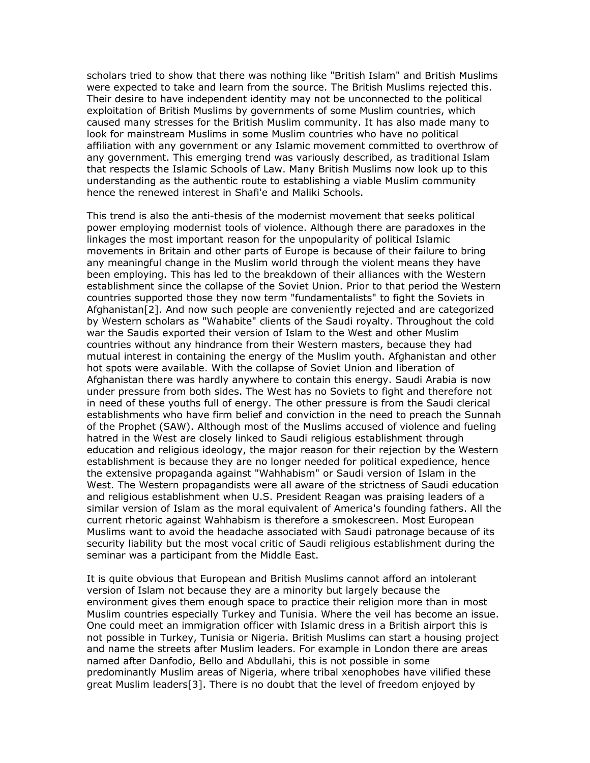scholars tried to show that there was nothing like "British Islam" and British Muslims were expected to take and learn from the source. The British Muslims rejected this. Their desire to have independent identity may not be unconnected to the political exploitation of British Muslims by governments of some Muslim countries, which caused many stresses for the British Muslim community. It has also made many to look for mainstream Muslims in some Muslim countries who have no political affiliation with any government or any Islamic movement committed to overthrow of any government. This emerging trend was variously described, as traditional Islam that respects the Islamic Schools of Law. Many British Muslims now look up to this understanding as the authentic route to establishing a viable Muslim community hence the renewed interest in Shafi'e and Maliki Schools.

This trend is also the anti-thesis of the modernist movement that seeks political power employing modernist tools of violence. Although there are paradoxes in the linkages the most important reason for the unpopularity of political Islamic movements in Britain and other parts of Europe is because of their failure to bring any meaningful change in the Muslim world through the violent means they have been employing. This has led to the breakdown of their alliances with the Western establishment since the collapse of the Soviet Union. Prior to that period the Western countries supported those they now term "fundamentalists" to fight the Soviets in Afghanistan[2]. And now such people are conveniently rejected and are categorized by Western scholars as "Wahabite" clients of the Saudi royalty. Throughout the cold war the Saudis exported their version of Islam to the West and other Muslim countries without any hindrance from their Western masters, because they had mutual interest in containing the energy of the Muslim youth. Afghanistan and other hot spots were available. With the collapse of Soviet Union and liberation of Afghanistan there was hardly anywhere to contain this energy. Saudi Arabia is now under pressure from both sides. The West has no Soviets to fight and therefore not in need of these youths full of energy. The other pressure is from the Saudi clerical establishments who have firm belief and conviction in the need to preach the Sunnah of the Prophet (SAW). Although most of the Muslims accused of violence and fueling hatred in the West are closely linked to Saudi religious establishment through education and religious ideology, the major reason for their rejection by the Western establishment is because they are no longer needed for political expedience, hence the extensive propaganda against "Wahhabism" or Saudi version of Islam in the West. The Western propagandists were all aware of the strictness of Saudi education and religious establishment when U.S. President Reagan was praising leaders of a similar version of Islam as the moral equivalent of America's founding fathers. All the current rhetoric against Wahhabism is therefore a smokescreen. Most European Muslims want to avoid the headache associated with Saudi patronage because of its security liability but the most vocal critic of Saudi religious establishment during the seminar was a participant from the Middle East.

It is quite obvious that European and British Muslims cannot afford an intolerant version of Islam not because they are a minority but largely because the environment gives them enough space to practice their religion more than in most Muslim countries especially Turkey and Tunisia. Where the veil has become an issue. One could meet an immigration officer with Islamic dress in a British airport this is not possible in Turkey, Tunisia or Nigeria. British Muslims can start a housing project and name the streets after Muslim leaders. For example in London there are areas named after Danfodio, Bello and Abdullahi, this is not possible in some predominantly Muslim areas of Nigeria, where tribal xenophobes have vilified these great Muslim leaders[3]. There is no doubt that the level of freedom enjoyed by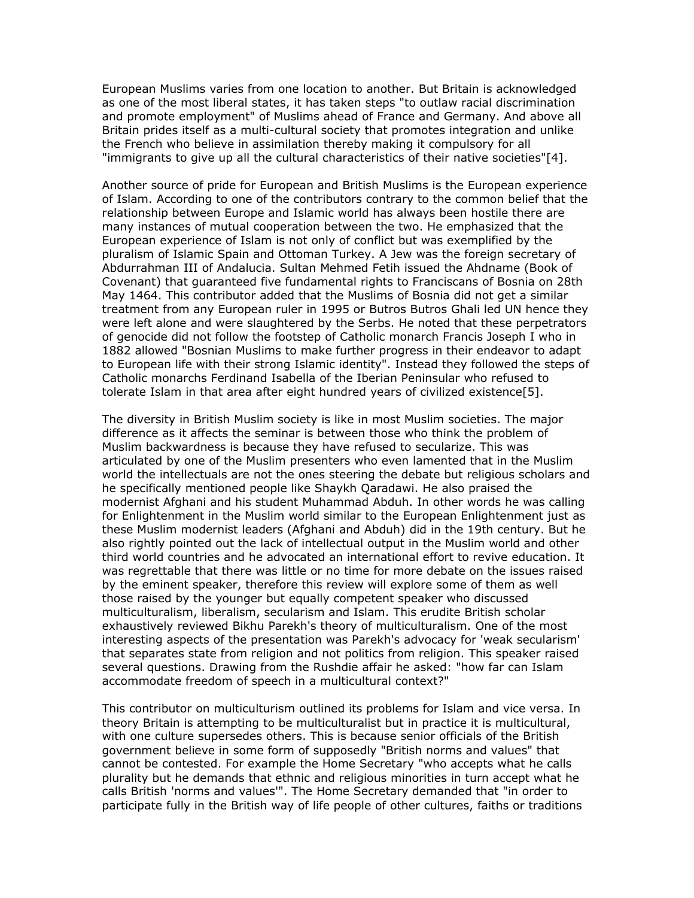European Muslims varies from one location to another. But Britain is acknowledged as one of the most liberal states, it has taken steps "to outlaw racial discrimination and promote employment" of Muslims ahead of France and Germany. And above all Britain prides itself as a multi-cultural society that promotes integration and unlike the French who believe in assimilation thereby making it compulsory for all "immigrants to give up all the cultural characteristics of their native societies"[4].

Another source of pride for European and British Muslims is the European experience of Islam. According to one of the contributors contrary to the common belief that the relationship between Europe and Islamic world has always been hostile there are many instances of mutual cooperation between the two. He emphasized that the European experience of Islam is not only of conflict but was exemplified by the pluralism of Islamic Spain and Ottoman Turkey. A Jew was the foreign secretary of Abdurrahman III of Andalucia. Sultan Mehmed Fetih issued the Ahdname (Book of Covenant) that guaranteed five fundamental rights to Franciscans of Bosnia on 28th May 1464. This contributor added that the Muslims of Bosnia did not get a similar treatment from any European ruler in 1995 or Butros Butros Ghali led UN hence they were left alone and were slaughtered by the Serbs. He noted that these perpetrators of genocide did not follow the footstep of Catholic monarch Francis Joseph I who in 1882 allowed "Bosnian Muslims to make further progress in their endeavor to adapt to European life with their strong Islamic identity". Instead they followed the steps of Catholic monarchs Ferdinand Isabella of the Iberian Peninsular who refused to tolerate Islam in that area after eight hundred years of civilized existence[5].

The diversity in British Muslim society is like in most Muslim societies. The major difference as it affects the seminar is between those who think the problem of Muslim backwardness is because they have refused to secularize. This was articulated by one of the Muslim presenters who even lamented that in the Muslim world the intellectuals are not the ones steering the debate but religious scholars and he specifically mentioned people like Shaykh Qaradawi. He also praised the modernist Afghani and his student Muhammad Abduh. In other words he was calling for Enlightenment in the Muslim world similar to the European Enlightenment just as these Muslim modernist leaders (Afghani and Abduh) did in the 19th century. But he also rightly pointed out the lack of intellectual output in the Muslim world and other third world countries and he advocated an international effort to revive education. It was regrettable that there was little or no time for more debate on the issues raised by the eminent speaker, therefore this review will explore some of them as well those raised by the younger but equally competent speaker who discussed multiculturalism, liberalism, secularism and Islam. This erudite British scholar exhaustively reviewed Bikhu Parekh's theory of multiculturalism. One of the most interesting aspects of the presentation was Parekh's advocacy for 'weak secularism' that separates state from religion and not politics from religion. This speaker raised several questions. Drawing from the Rushdie affair he asked: "how far can Islam accommodate freedom of speech in a multicultural context?"

This contributor on multiculturism outlined its problems for Islam and vice versa. In theory Britain is attempting to be multiculturalist but in practice it is multicultural, with one culture supersedes others. This is because senior officials of the British government believe in some form of supposedly "British norms and values" that cannot be contested. For example the Home Secretary "who accepts what he calls plurality but he demands that ethnic and religious minorities in turn accept what he calls British 'norms and values'". The Home Secretary demanded that "in order to participate fully in the British way of life people of other cultures, faiths or traditions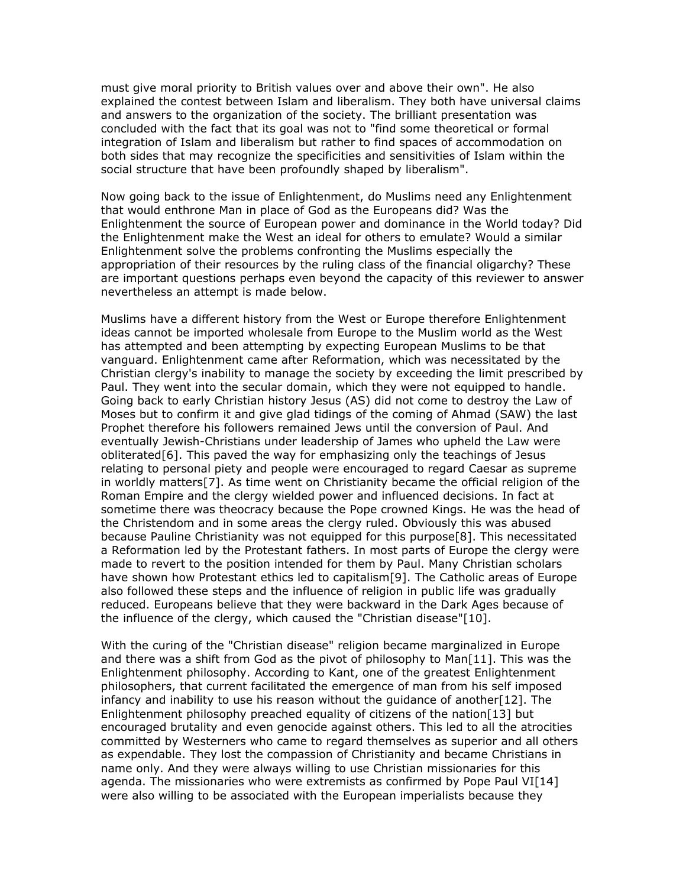must give moral priority to British values over and above their own". He also explained the contest between Islam and liberalism. They both have universal claims and answers to the organization of the society. The brilliant presentation was concluded with the fact that its goal was not to "find some theoretical or formal integration of Islam and liberalism but rather to find spaces of accommodation on both sides that may recognize the specificities and sensitivities of Islam within the social structure that have been profoundly shaped by liberalism".

Now going back to the issue of Enlightenment, do Muslims need any Enlightenment that would enthrone Man in place of God as the Europeans did? Was the Enlightenment the source of European power and dominance in the World today? Did the Enlightenment make the West an ideal for others to emulate? Would a similar Enlightenment solve the problems confronting the Muslims especially the appropriation of their resources by the ruling class of the financial oligarchy? These are important questions perhaps even beyond the capacity of this reviewer to answer nevertheless an attempt is made below.

Muslims have a different history from the West or Europe therefore Enlightenment ideas cannot be imported wholesale from Europe to the Muslim world as the West has attempted and been attempting by expecting European Muslims to be that vanguard. Enlightenment came after Reformation, which was necessitated by the Christian clergy's inability to manage the society by exceeding the limit prescribed by Paul. They went into the secular domain, which they were not equipped to handle. Going back to early Christian history Jesus (AS) did not come to destroy the Law of Moses but to confirm it and give glad tidings of the coming of Ahmad (SAW) the last Prophet therefore his followers remained Jews until the conversion of Paul. And eventually Jewish-Christians under leadership of James who upheld the Law were obliterated[6]. This paved the way for emphasizing only the teachings of Jesus relating to personal piety and people were encouraged to regard Caesar as supreme in worldly matters[7]. As time went on Christianity became the official religion of the Roman Empire and the clergy wielded power and influenced decisions. In fact at sometime there was theocracy because the Pope crowned Kings. He was the head of the Christendom and in some areas the clergy ruled. Obviously this was abused because Pauline Christianity was not equipped for this purpose[8]. This necessitated a Reformation led by the Protestant fathers. In most parts of Europe the clergy were made to revert to the position intended for them by Paul. Many Christian scholars have shown how Protestant ethics led to capitalism[9]. The Catholic areas of Europe also followed these steps and the influence of religion in public life was gradually reduced. Europeans believe that they were backward in the Dark Ages because of the influence of the clergy, which caused the "Christian disease"[10].

With the curing of the "Christian disease" religion became marginalized in Europe and there was a shift from God as the pivot of philosophy to Man[11]. This was the Enlightenment philosophy. According to Kant, one of the greatest Enlightenment philosophers, that current facilitated the emergence of man from his self imposed infancy and inability to use his reason without the guidance of another[12]. The Enlightenment philosophy preached equality of citizens of the nation[13] but encouraged brutality and even genocide against others. This led to all the atrocities committed by Westerners who came to regard themselves as superior and all others as expendable. They lost the compassion of Christianity and became Christians in name only. And they were always willing to use Christian missionaries for this agenda. The missionaries who were extremists as confirmed by Pope Paul VI[14] were also willing to be associated with the European imperialists because they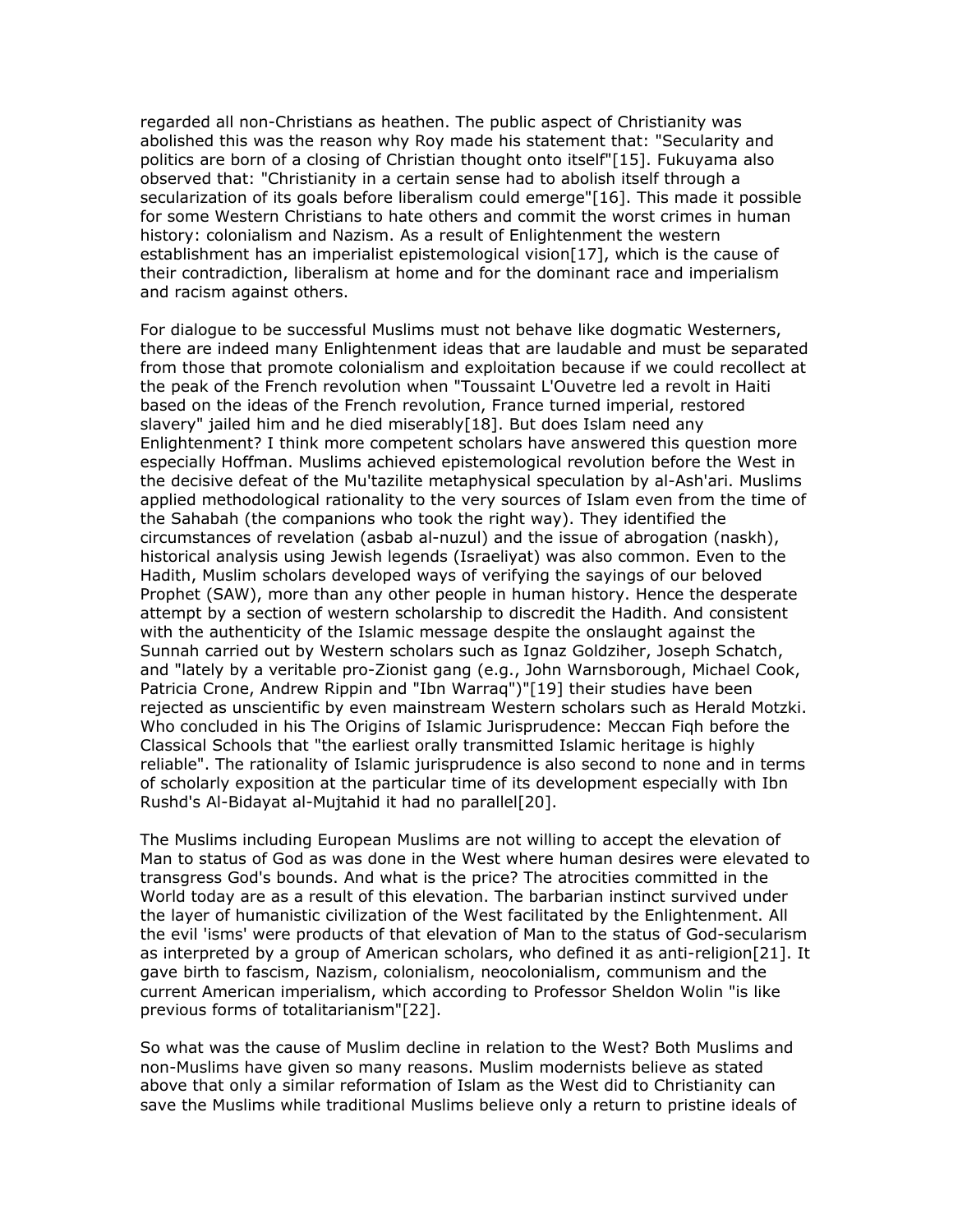regarded all non-Christians as heathen. The public aspect of Christianity was abolished this was the reason why Roy made his statement that: "Secularity and politics are born of a closing of Christian thought onto itself"[15]. Fukuyama also observed that: "Christianity in a certain sense had to abolish itself through a secularization of its goals before liberalism could emerge"[16]. This made it possible for some Western Christians to hate others and commit the worst crimes in human history: colonialism and Nazism. As a result of Enlightenment the western establishment has an imperialist epistemological vision[17], which is the cause of their contradiction, liberalism at home and for the dominant race and imperialism and racism against others.

For dialogue to be successful Muslims must not behave like dogmatic Westerners, there are indeed many Enlightenment ideas that are laudable and must be separated from those that promote colonialism and exploitation because if we could recollect at the peak of the French revolution when "Toussaint L'Ouvetre led a revolt in Haiti based on the ideas of the French revolution, France turned imperial, restored slavery" jailed him and he died miserably[18]. But does Islam need any Enlightenement? I think more competent scholars have answered this question more especially Hoffman. Muslims achieved epistemological revolution before the West in the decisive defeat of the Mu'tazilite metaphysical speculation by al-Ash'ari. Muslims applied methodological rationality to the very sources of Islam even from the time of the Sahabah (the companions who took the right way). They identified the circumstances of revelation (asbab al-nuzul) and the issue of abrogation (naskh), historical analysis using Jewish legends (Israeliyat) was also common. Even to the Hadith, Muslim scholars developed ways of verifying the sayings of our beloved Prophet (SAW), more than any other people in human history. Hence the desperate attempt by a section of western scholarship to discredit the Hadith. And consistent with the authenticity of the Islamic message despite the onslaught against the Sunnah carried out by Western scholars such as Ignaz Goldziher, Joseph Schatch, and "lately by a veritable pro-Zionist gang (e.g., John Warnsborough, Michael Cook, Patricia Crone, Andrew Rippin and "Ibn Warraq")"[19] their studies have been rejected as unscientific by even mainstream Western scholars such as Herald Motzki. Who concluded in his The Origins of Islamic Jurisprudence: Meccan Fiqh before the Classical Schools that "the earliest orally transmitted Islamic heritage is highly reliable". The rationality of Islamic jurisprudence is also second to none and in terms of scholarly exposition at the particular time of its development especially with Ibn Rushd's Al-Bidayat al-Mujtahid it had no parallel[20].

The Muslims including European Muslims are not willing to accept the elevation of Man to status of God as was done in the West where human desires were elevated to transgress God's bounds. And what is the price? The atrocities committed in the World today are as a result of this elevation. The barbarian instinct survived under the layer of humanistic civilization of the West facilitated by the Enlightenment. All the evil 'isms' were products of that elevation of Man to the status of God-secularism as interpreted by a group of American scholars, who defined it as anti-religion[21]. It gave birth to fascism, Nazism, colonialism, neocolonialism, communism and the current American imperialism, which according to Professor Sheldon Wolin "is like previous forms of totalitarianism"[22].

So what was the cause of Muslim decline in relation to the West? Both Muslims and non-Muslims have given so many reasons. Muslim modernists believe as stated above that only a similar reformation of Islam as the West did to Christianity can save the Muslims while traditional Muslims believe only a return to pristine ideals of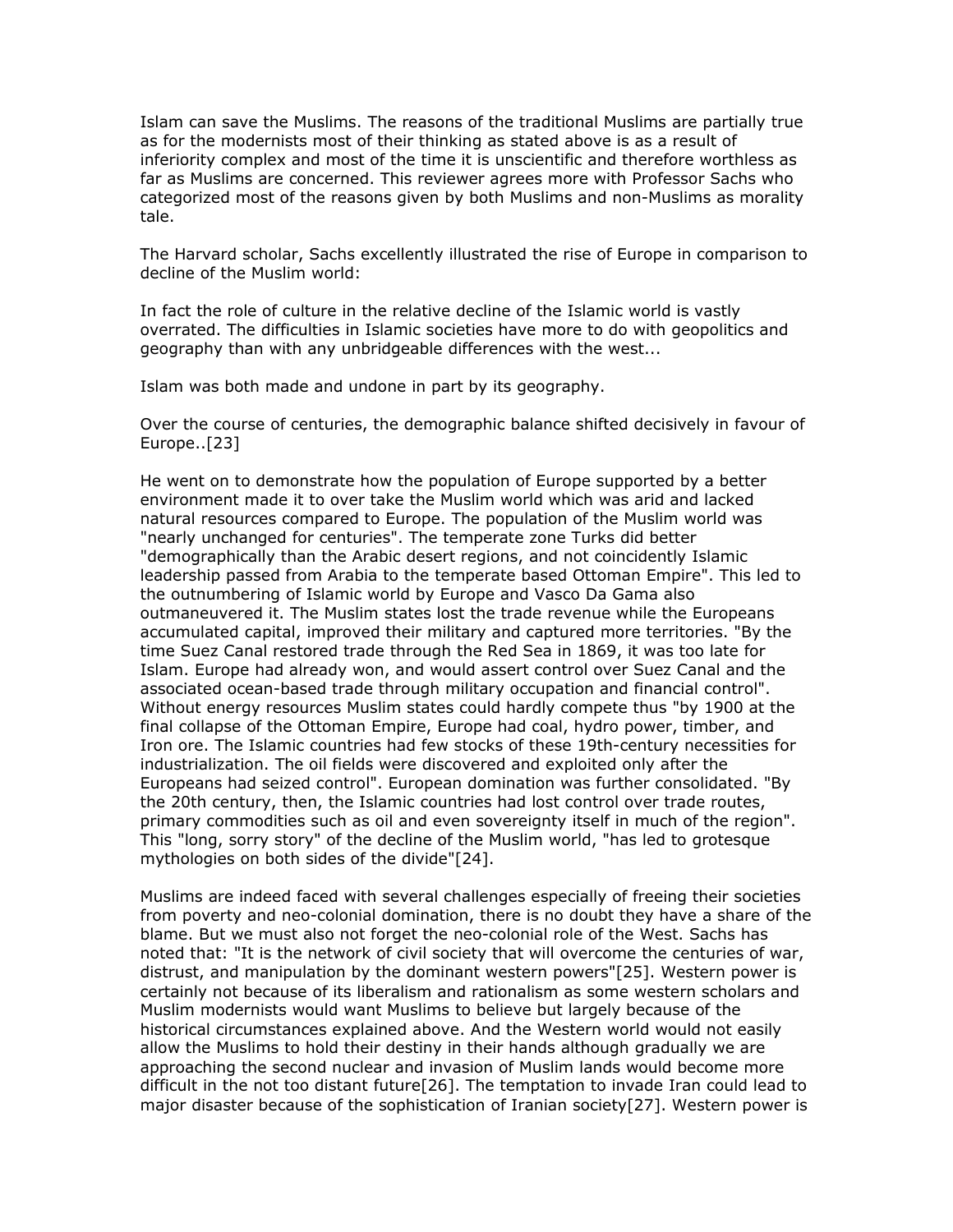Islam can save the Muslims. The reasons of the traditional Muslims are partially true as for the modernists most of their thinking as stated above is as a result of inferiority complex and most of the time it is unscientific and therefore worthless as far as Muslims are concerned. This reviewer agrees more with Professor Sachs who categorized most of the reasons given by both Muslims and non-Muslims as morality tale.

The Harvard scholar, Sachs excellently illustrated the rise of Europe in comparison to decline of the Muslim world:

In fact the role of culture in the relative decline of the Islamic world is vastly overrated. The difficulties in Islamic societies have more to do with geopolitics and geography than with any unbridgeable differences with the west...

Islam was both made and undone in part by its geography.

Over the course of centuries, the demographic balance shifted decisively in favour of Europe..[23]

He went on to demonstrate how the population of Europe supported by a better environment made it to over take the Muslim world which was arid and lacked natural resources compared to Europe. The population of the Muslim world was "nearly unchanged for centuries". The temperate zone Turks did better "demographically than the Arabic desert regions, and not coincidently Islamic leadership passed from Arabia to the temperate based Ottoman Empire". This led to the outnumbering of Islamic world by Europe and Vasco Da Gama also outmaneuvered it. The Muslim states lost the trade revenue while the Europeans accumulated capital, improved their military and captured more territories. "By the time Suez Canal restored trade through the Red Sea in 1869, it was too late for Islam. Europe had already won, and would assert control over Suez Canal and the associated ocean-based trade through military occupation and financial control". Without energy resources Muslim states could hardly compete thus "by 1900 at the final collapse of the Ottoman Empire, Europe had coal, hydro power, timber, and Iron ore. The Islamic countries had few stocks of these 19th-century necessities for industrialization. The oil fields were discovered and exploited only after the Europeans had seized control". European domination was further consolidated. "By the 20th century, then, the Islamic countries had lost control over trade routes, primary commodities such as oil and even sovereignty itself in much of the region". This "long, sorry story" of the decline of the Muslim world, "has led to grotesque mythologies on both sides of the divide"[24].

Muslims are indeed faced with several challenges especially of freeing their societies from poverty and neo-colonial domination, there is no doubt they have a share of the blame. But we must also not forget the neo-colonial role of the West. Sachs has noted that: "It is the network of civil society that will overcome the centuries of war, distrust, and manipulation by the dominant western powers"[25]. Western power is certainly not because of its liberalism and rationalism as some western scholars and Muslim modernists would want Muslims to believe but largely because of the historical circumstances explained above. And the Western world would not easily allow the Muslims to hold their destiny in their hands although gradually we are approaching the second nuclear and invasion of Muslim lands would become more difficult in the not too distant future[26]. The temptation to invade Iran could lead to major disaster because of the sophistication of Iranian society[27]. Western power is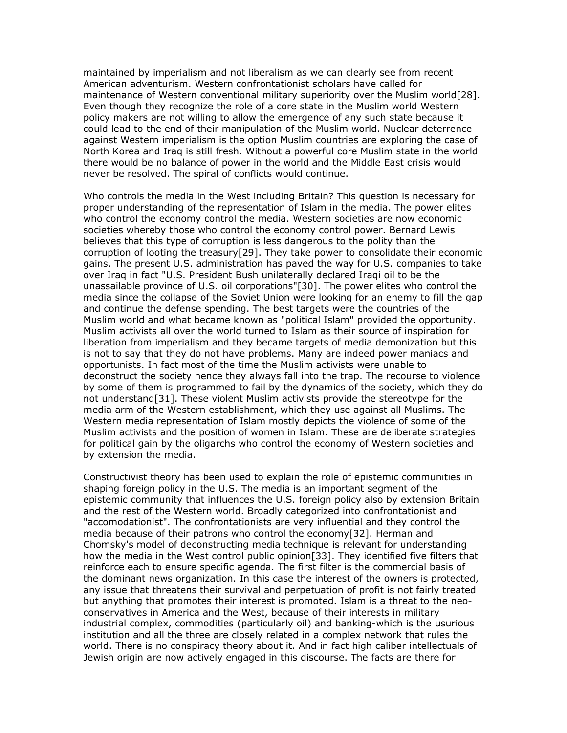maintained by imperialism and not liberalism as we can clearly see from recent American adventurism. Western confrontationist scholars have called for maintenance of Western conventional military superiority over the Muslim world[28]. Even though they recognize the role of a core state in the Muslim world Western policy makers are not willing to allow the emergence of any such state because it could lead to the end of their manipulation of the Muslim world. Nuclear deterrence against Western imperialism is the option Muslim countries are exploring the case of North Korea and Iraq is still fresh. Without a powerful core Muslim state in the world there would be no balance of power in the world and the Middle East crisis would never be resolved. The spiral of conflicts would continue.

Who controls the media in the West including Britain? This question is necessary for proper understanding of the representation of Islam in the media. The power elites who control the economy control the media. Western societies are now economic societies whereby those who control the economy control power. Bernard Lewis believes that this type of corruption is less dangerous to the polity than the corruption of looting the treasury[29]. They take power to consolidate their economic gains. The present U.S. administration has paved the way for U.S. companies to take over Iraq in fact "U.S. President Bush unilaterally declared Iraqi oil to be the unassailable province of U.S. oil corporations"[30]. The power elites who control the media since the collapse of the Soviet Union were looking for an enemy to fill the gap and continue the defense spending. The best targets were the countries of the Muslim world and what became known as "political Islam" provided the opportunity. Muslim activists all over the world turned to Islam as their source of inspiration for liberation from imperialism and they became targets of media demonization but this is not to say that they do not have problems. Many are indeed power maniacs and opportunists. In fact most of the time the Muslim activists were unable to deconstruct the society hence they always fall into the trap. The recourse to violence by some of them is programmed to fail by the dynamics of the society, which they do not understand[31]. These violent Muslim activists provide the stereotype for the media arm of the Western establishment, which they use against all Muslims. The Western media representation of Islam mostly depicts the violence of some of the Muslim activists and the position of women in Islam. These are deliberate strategies for political gain by the oligarchs who control the economy of Western societies and by extension the media.

Constructivist theory has been used to explain the role of epistemic communities in shaping foreign policy in the U.S. The media is an important segment of the epistemic community that influences the U.S. foreign policy also by extension Britain and the rest of the Western world. Broadly categorized into confrontationist and "accomodationist". The confrontationists are very influential and they control the media because of their patrons who control the economy[32]. Herman and Chomsky's model of deconstructing media technique is relevant for understanding how the media in the West control public opinion[33]. They identified five filters that reinforce each to ensure specific agenda. The first filter is the commercial basis of the dominant news organization. In this case the interest of the owners is protected, any issue that threatens their survival and perpetuation of profit is not fairly treated but anything that promotes their interest is promoted. Islam is a threat to the neo-conservatives in America and the West, because of their interests in military industrial complex, commodities (particularly oil) and banking-which is the usurious institution and all the three are closely related in a complex network that rules the world. There is no conspiracy theory about it. And in fact high caliber intellectuals of Jewish origin are now actively engaged in this discourse. The facts are there for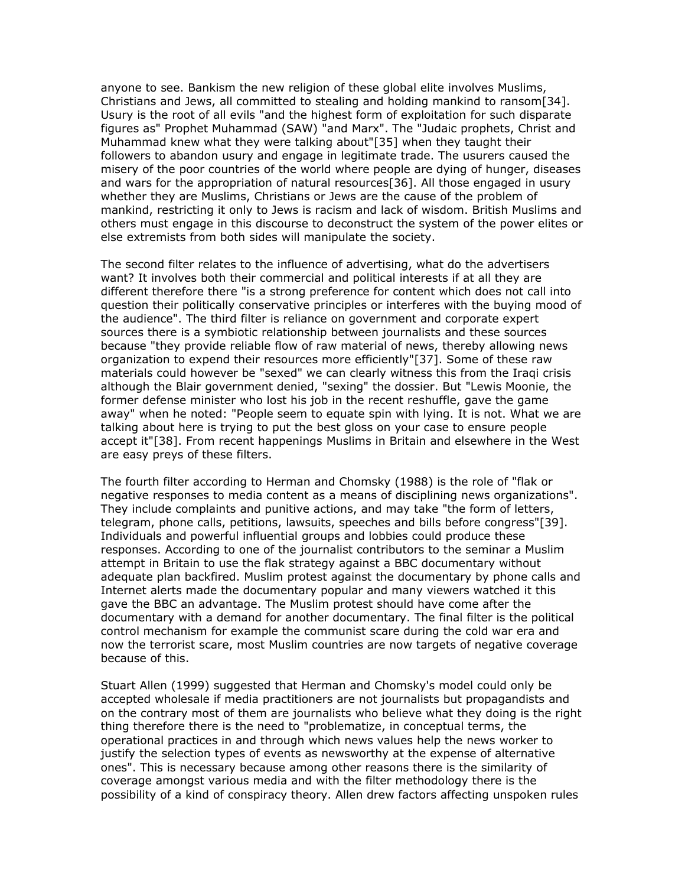anyone to see. Bankism the new religion of these global elite involves Muslims, Christians and Jews, all committed to stealing and holding mankind to ransom[34]. Usury is the root of all evils "and the highest form of exploitation for such disparate figures as" Prophet Muhammad (SAW) "and Marx". The "Judaic prophets, Christ and Muhammad knew what they were talking about"[35] when they taught their followers to abandon usury and engage in legitimate trade. The usurers caused the misery of the poor countries of the world where people are dying of hunger, diseases and wars for the appropriation of natural resources[36]. All those engaged in usury whether they are Muslims, Christians or Jews are the cause of the problem of mankind, restricting it only to Jews is racism and lack of wisdom. British Muslims and others must engage in this discourse to deconstruct the system of the power elites or else extremists from both sides will manipulate the society.

The second filter relates to the influence of advertising, what do the advertisers want? It involves both their commercial and political interests if at all they are different therefore there "is a strong preference for content which does not call into question their politically conservative principles or interferes with the buying mood of the audience". The third filter is reliance on government and corporate expert sources there is a symbiotic relationship between journalists and these sources because "they provide reliable flow of raw material of news, thereby allowing news organization to expend their resources more efficiently"[37]. Some of these raw materials could however be "sexed" we can clearly witness this from the Iraqi crisis although the Blair government denied, "sexing" the dossier. But "Lewis Moonie, the former defense minister who lost his job in the recent reshuffle, gave the game away" when he noted: "People seem to equate spin with lying. It is not. What we are talking about here is trying to put the best gloss on your case to ensure people accept it"[38]. From recent happenings Muslims in Britain and elsewhere in the West are easy preys of these filters.

The fourth filter according to Herman and Chomsky (1988) is the role of "flak or negative responses to media content as a means of disciplining news organizations". They include complaints and punitive actions, and may take "the form of letters, telegram, phone calls, petitions, lawsuits, speeches and bills before congress"[39]. Individuals and powerful influential groups and lobbies could produce these responses. According to one of the journalist contributors to the seminar a Muslim attempt in Britain to use the flak strategy against a BBC documentary without adequate plan backfired. Muslim protest against the documentary by phone calls and Internet alerts made the documentary popular and many viewers watched it this gave the BBC an advantage. The Muslim protest should have come after the documentary with a demand for another documentary. The final filter is the political control mechanism for example the communist scare during the cold war era and now the terrorist scare, most Muslim countries are now targets of negative coverage because of this.

Stuart Allen (1999) suggested that Herman and Chomsky's model could only be accepted wholesale if media practitioners are not journalists but propagandists and on the contrary most of them are journalists who believe what they doing is the right thing therefore there is the need to "problematize, in conceptual terms, the operational practices in and through which news values help the news worker to justify the selection types of events as newsworthy at the expense of alternative ones". This is necessary because among other reasons there is the similarity of coverage amongst various media and with the filter methodology there is the possibility of a kind of conspiracy theory. Allen drew factors affecting unspoken rules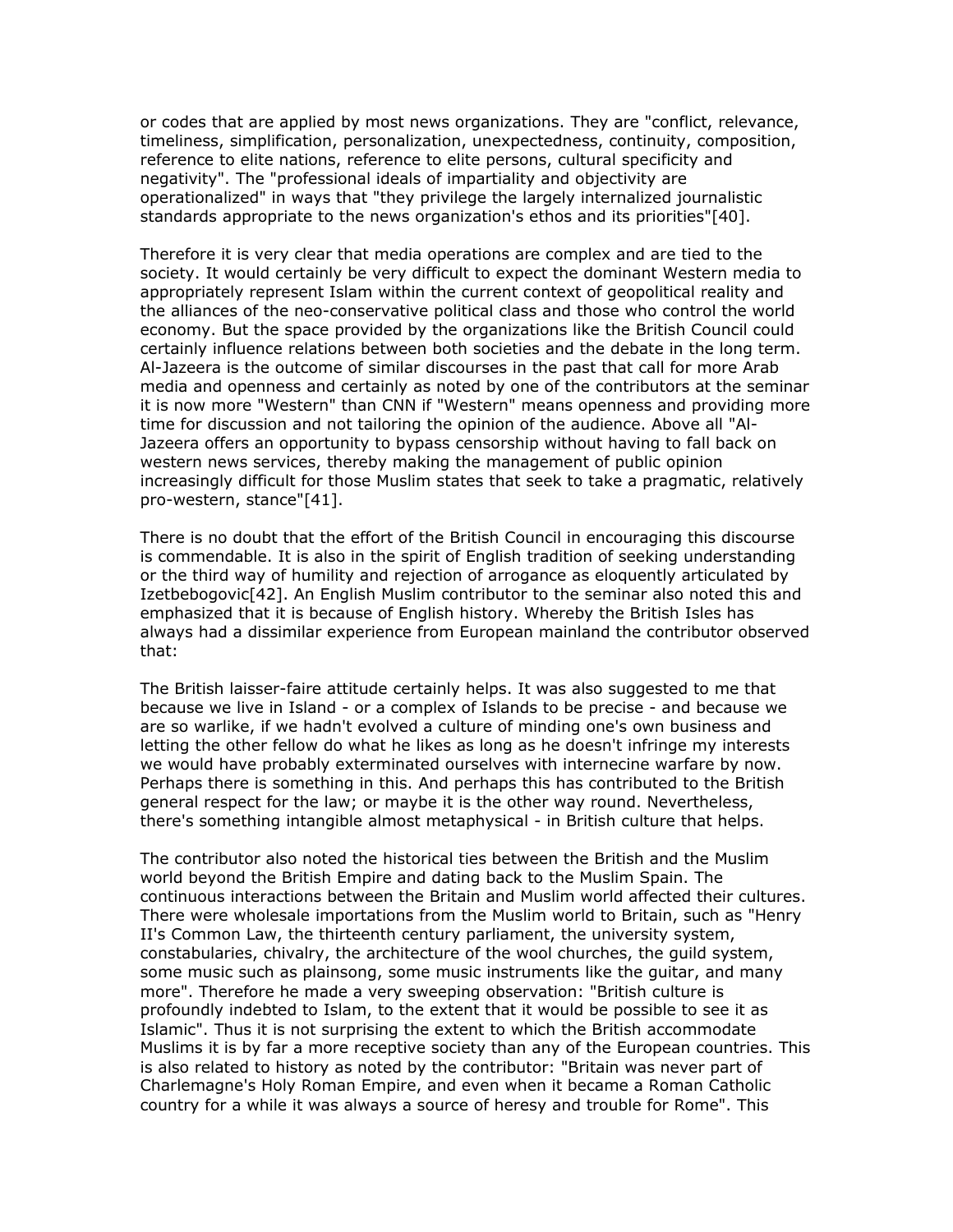or codes that are applied by most news organizations. They are "conflict, relevance, timeliness, simplification, personalization, unexpectedness, continuity, composition, reference to elite nations, reference to elite persons, cultural specificity and negativity". The "professional ideals of impartiality and objectivity are operationalized" in ways that "they privilege the largely internalized journalistic standards appropriate to the news organization's ethos and its priorities"[40].

Therefore it is very clear that media operations are complex and are tied to the society. It would certainly be very difficult to expect the dominant Western media to appropriately represent Islam within the current context of geopolitical reality and the alliances of the neo-conservative political class and those who control the world economy. But the space provided by the organizations like the British Council could certainly influence relations between both societies and the debate in the long term. Al-Jazeera is the outcome of similar discourses in the past that call for more Arab media and openness and certainly as noted by one of the contributors at the seminar it is now more "Western" than CNN if "Western" means openness and providing more time for discussion and not tailoring the opinion of the audience. Above all "Al-Jazeera offers an opportunity to bypass censorship without having to fall back on western news services, thereby making the management of public opinion increasingly difficult for those Muslim states that seek to take a pragmatic, relatively pro-western, stance"[41].

There is no doubt that the effort of the British Council in encouraging this discourse is commendable. It is also in the spirit of English tradition of seeking understanding or the third way of humility and rejection of arrogance as eloquently articulated by Izetbebogovic[42]. An English Muslim contributor to the seminar also noted this and emphasized that it is because of English history. Whereby the British Isles has always had a dissimilar experience from European mainland the contributor observed that:

The British laisser-faire attitude certainly helps. It was also suggested to me that because we live in Island - or a complex of Islands to be precise - and because we are so warlike, if we hadn't evolved a culture of minding one's own business and letting the other fellow do what he likes as long as he doesn't infringe my interests we would have probably exterminated ourselves with internecine warfare by now. Perhaps there is something in this. And perhaps this has contributed to the British general respect for the law; or maybe it is the other way round. Nevertheless, there's something intangible almost metaphysical - in British culture that helps.

The contributor also noted the historical ties between the British and the Muslim world beyond the British Empire and dating back to the Muslim Spain. The continuous interactions between the Britain and Muslim world affected their cultures. There were wholesale importations from the Muslim world to Britain, such as "Henry II's Common Law, the thirteenth century parliament, the university system, constabularies, chivalry, the architecture of the wool churches, the guild system, some music such as plainsong, some music instruments like the guitar, and many more". Therefore he made a very sweeping observation: "British culture is profoundly indebted to Islam, to the extent that it would be possible to see it as Islamic". Thus it is not surprising the extent to which the British accommodate Muslims it is by far a more receptive society than any of the European countries. This is also related to history as noted by the contributor: "Britain was never part of Charlemagne's Holy Roman Empire, and even when it became a Roman Catholic country for a while it was always a source of heresy and trouble for Rome". This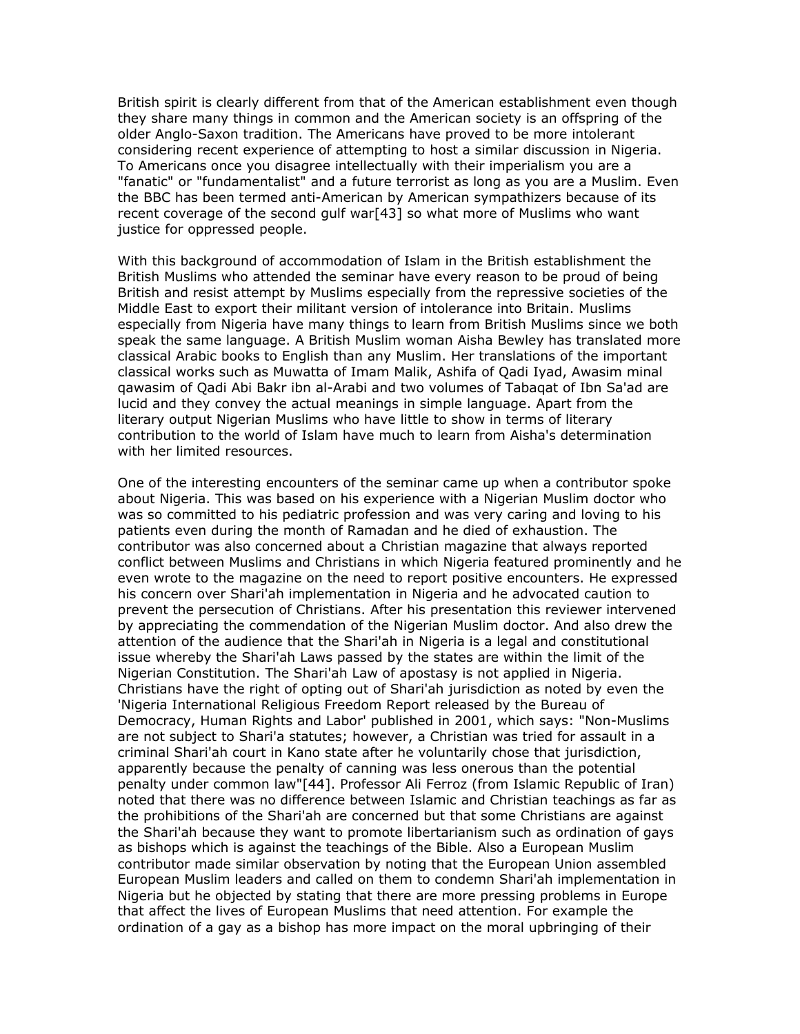British spirit is clearly different from that of the American establishment even though they share many things in common and the American society is an offspring of the older Anglo-Saxon tradition. The Americans have proved to be more intolerant considering recent experience of attempting to host a similar discussion in Nigeria. To Americans once you disagree intellectually with their imperialism you are a "fanatic" or "fundamentalist" and a future terrorist as long as you are a Muslim. Even the BBC has been termed anti-American by American sympathizers because of its recent coverage of the second gulf war[43] so what more of Muslims who want justice for oppressed people.

With this background of accommodation of Islam in the British establishment the British Muslims who attended the seminar have every reason to be proud of being British and resist attempt by Muslims especially from the repressive societies of the Middle East to export their militant version of intolerance into Britain. Muslims especially from Nigeria have many things to learn from British Muslims since we both speak the same language. A British Muslim woman Aisha Bewley has translated more classical Arabic books to English than any Muslim. Her translations of the important classical works such as Muwatta of Imam Malik, Ashifa of Qadi Iyad, Awasim minal qawasim of Qadi Abi Bakr ibn al-Arabi and two volumes of Tabaqat of Ibn Sa'ad are lucid and they convey the actual meanings in simple language. Apart from the literary output Nigerian Muslims who have little to show in terms of literary contribution to the world of Islam have much to learn from Aisha's determination with her limited resources.

One of the interesting encounters of the seminar came up when a contributor spoke about Nigeria. This was based on his experience with a Nigerian Muslim doctor who was so committed to his pediatric profession and was very caring and loving to his patients even during the month of Ramadan and he died of exhaustion. The contributor was also concerned about a Christian magazine that always reported conflict between Muslims and Christians in which Nigeria featured prominently and he even wrote to the magazine on the need to report positive encounters. He expressed his concern over Shari'ah implementation in Nigeria and he advocated caution to prevent the persecution of Christians. After his presentation this reviewer intervened by appreciating the commendation of the Nigerian Muslim doctor. And also drew the attention of the audience that the Shari'ah in Nigeria is a legal and constitutional issue whereby the Shari'ah Laws passed by the states are within the limit of the Nigerian Constitution. The Shari'ah Law of apostasy is not applied in Nigeria. Christians have the right of opting out of Shari'ah jurisdiction as noted by even the 'Nigeria International Religious Freedom Report released by the Bureau of Democracy, Human Rights and Labor' published in 2001, which says: "Non-Muslims are not subject to Shari'a statutes; however, a Christian was tried for assault in a criminal Shari'ah court in Kano state after he voluntarily chose that jurisdiction, apparently because the penalty of canning was less onerous than the potential penalty under common law"[44]. Professor Ali Ferroz (from Islamic Republic of Iran) noted that there was no difference between Islamic and Christian teachings as far as the prohibitions of the Shari'ah are concerned but that some Christians are against the Shari'ah because they want to promote libertarianism such as ordination of gays as bishops which is against the teachings of the Bible. Also a European Muslim contributor made similar observation by noting that the European Union assembled European Muslim leaders and called on them to condemn Shari'ah implementation in Nigeria but he objected by stating that there are more pressing problems in Europe that affect the lives of European Muslims that need attention. For example the ordination of a gay as a bishop has more impact on the moral upbringing of their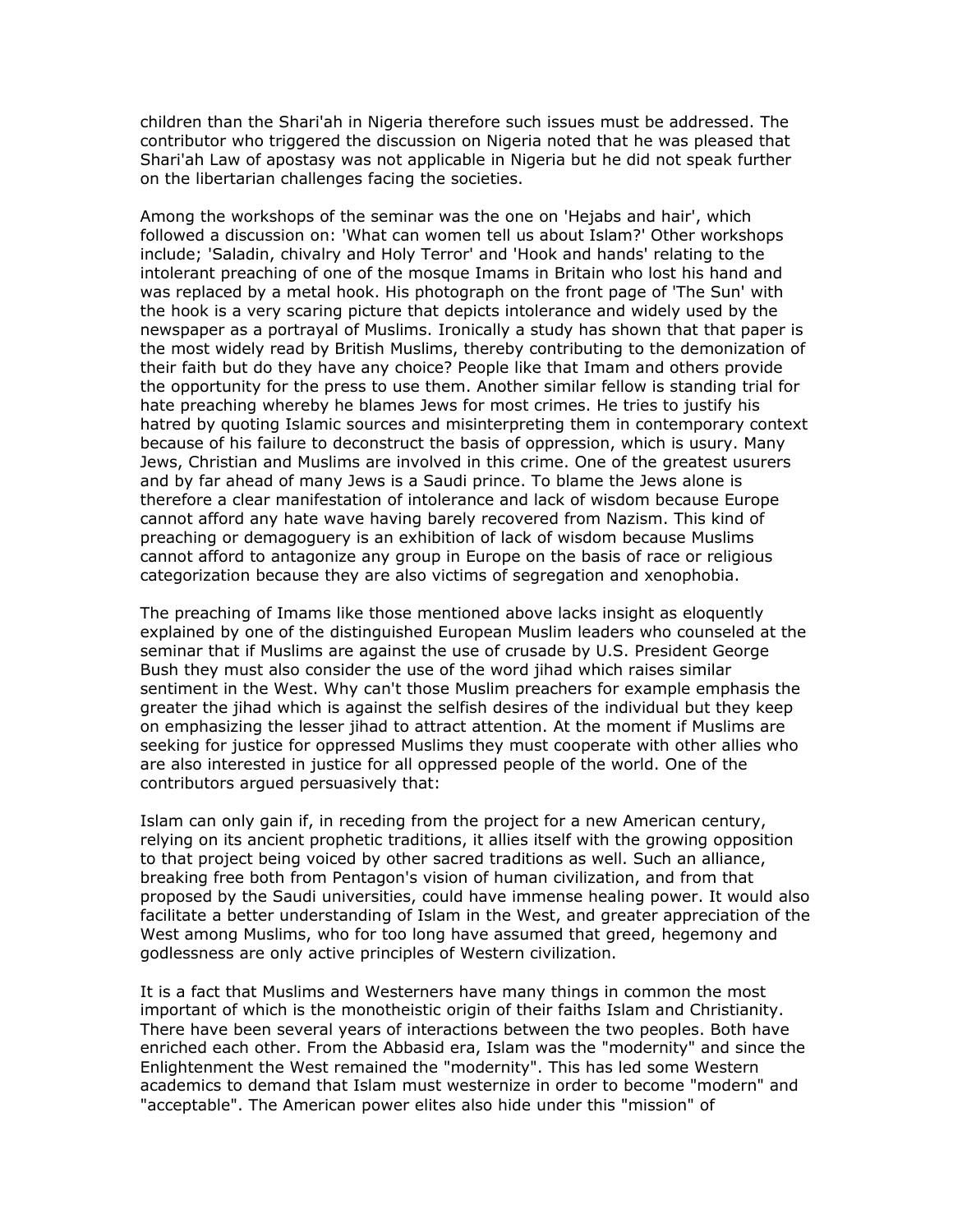children than the Shari'ah in Nigeria therefore such issues must be addressed. The contributor who triggered the discussion on Nigeria noted that he was pleased that Shari'ah Law of apostasy was not applicable in Nigeria but he did not speak further on the libertarian challenges facing the societies.

Among the workshops of the seminar was the one on 'Hejabs and hair', which followed a discussion on: 'What can women tell us about Islam?' Other workshops include; 'Saladin, chivalry and Holy Terror' and 'Hook and hands' relating to the intolerant preaching of one of the mosque Imams in Britain who lost his hand and was replaced by a metal hook. His photograph on the front page of 'The Sun' with the hook is a very scaring picture that depicts intolerance and widely used by the newspaper as a portrayal of Muslims. Ironically a study has shown that that paper is the most widely read by British Muslims, thereby contributing to the demonization of their faith but do they have any choice? People like that Imam and others provide the opportunity for the press to use them. Another similar fellow is standing trial for hate preaching whereby he blames Jews for most crimes. He tries to justify his hatred by quoting Islamic sources and misinterpreting them in contemporary context because of his failure to deconstruct the basis of oppression, which is usury. Many Jews, Christian and Muslims are involved in this crime. One of the greatest usurers and by far ahead of many Jews is a Saudi prince. To blame the Jews alone is therefore a clear manifestation of intolerance and lack of wisdom because Europe cannot afford any hate wave having barely recovered from Nazism. This kind of preaching or demagoguery is an exhibition of lack of wisdom because Muslims cannot afford to antagonize any group in Europe on the basis of race or religious categorization because they are also victims of segregation and xenophobia.

The preaching of Imams like those mentioned above lacks insight as eloquently explained by one of the distinguished European Muslim leaders who counseled at the seminar that if Muslims are against the use of crusade by U.S. President George Bush they must also consider the use of the word jihad which raises similar sentiment in the West. Why can't those Muslim preachers for example emphasis the greater the jihad which is against the selfish desires of the individual but they keep on emphasizing the lesser jihad to attract attention. At the moment if Muslims are seeking for justice for oppressed Muslims they must cooperate with other allies who are also interested in justice for all oppressed people of the world. One of the contributors argued persuasively that:

Islam can only gain if, in receding from the project for a new American century, relying on its ancient prophetic traditions, it allies itself with the growing opposition to that project being voiced by other sacred traditions as well. Such an alliance, breaking free both from Pentagon's vision of human civilization, and from that proposed by the Saudi universities, could have immense healing power. It would also facilitate a better understanding of Islam in the West, and greater appreciation of the West among Muslims, who for too long have assumed that greed, hegemony and godlessness are only active principles of Western civilization.

It is a fact that Muslims and Westerners have many things in common the most important of which is the monotheistic origin of their faiths Islam and Christianity. There have been several years of interactions between the two peoples. Both have enriched each other. From the Abbasid era, Islam was the "modernity" and since the Enlightenment the West remained the "modernity". This has led some Western academics to demand that Islam must westernize in order to become "modern" and "acceptable". The American power elites also hide under this "mission" of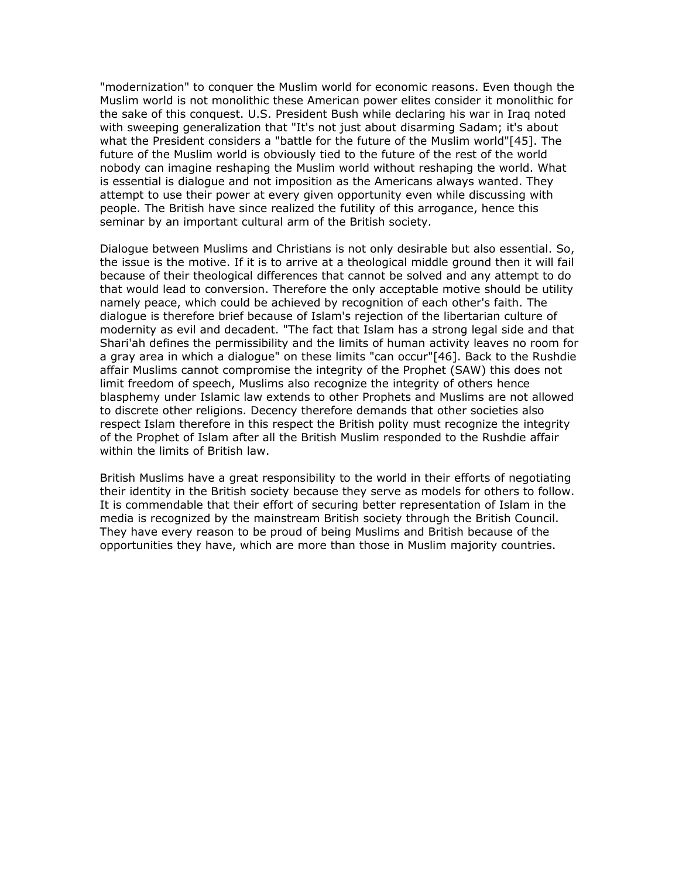"modernization" to conquer the Muslim world for economic reasons. Even though the Muslim world is not monolithic these American power elites consider it monolithic for the sake of this conquest. U.S. President Bush while declaring his war in Iraq noted with sweeping generalization that "It's not just about disarming Sadam; it's about what the President considers a "battle for the future of the Muslim world"[45]. The future of the Muslim world is obviously tied to the future of the rest of the world nobody can imagine reshaping the Muslim world without reshaping the world. What is essential is dialogue and not imposition as the Americans always wanted. They attempt to use their power at every given opportunity even while discussing with people. The British have since realized the futility of this arrogance, hence this seminar by an important cultural arm of the British society.

Dialogue between Muslims and Christians is not only desirable but also essential. So, the issue is the motive. If it is to arrive at a theological middle ground then it will fail because of their theological differences that cannot be solved and any attempt to do that would lead to conversion. Therefore the only acceptable motive should be utility namely peace, which could be achieved by recognition of each other's faith. The dialogue is therefore brief because of Islam's rejection of the libertarian culture of modernity as evil and decadent. "The fact that Islam has a strong legal side and that Shari'ah defines the permissibility and the limits of human activity leaves no room for a gray area in which a dialogue" on these limits "can occur"[46]. Back to the Rushdie affair Muslims cannot compromise the integrity of the Prophet (SAW) this does not limit freedom of speech, Muslims also recognize the integrity of others hence blasphemy under Islamic law extends to other Prophets and Muslims are not allowed to discrete other religions. Decency therefore demands that other societies also respect Islam therefore in this respect the British polity must recognize the integrity of the Prophet of Islam after all the British Muslim responded to the Rushdie affair within the limits of British law.

British Muslims have a great responsibility to the world in their efforts of negotiating their identity in the British society because they serve as models for others to follow. It is commendable that their effort of securing better representation of Islam in the media is recognized by the mainstream British society through the British Council. They have every reason to be proud of being Muslims and British because of the opportunities they have, which are more than those in Muslim majority countries.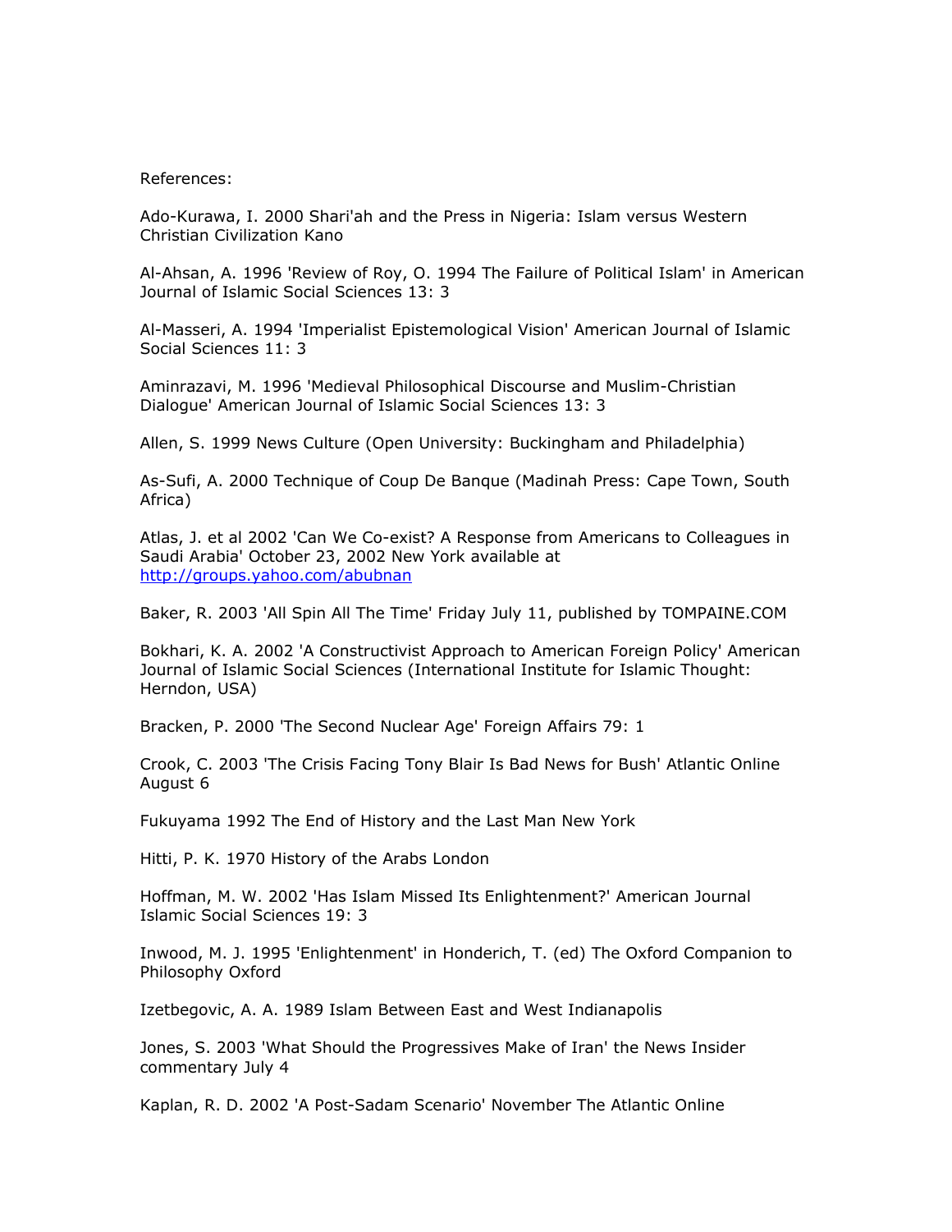References:

Ado-Kurawa, I. 2000 Shari'ah and the Press in Nigeria: Islam versus Western Christian Civilization Kano

Al-Ahsan, A. 1996 'Review of Roy, O. 1994 The Failure of Political Islam' in American Journal of Islamic Social Sciences 13: 3

Al-Masseri, A. 1994 'Imperialist Epistemological Vision' American Journal of Islamic Social Sciences 11: 3

Aminrazavi, M. 1996 'Medieval Philosophical Discourse and Muslim-Christian Dialogue' American Journal of Islamic Social Sciences 13: 3

Allen, S. 1999 News Culture (Open University: Buckingham and Philadelphia)

As-Sufi, A. 2000 Technique of Coup De Banque (Madinah Press: Cape Town, South Africa)

Atlas, J. et al 2002 'Can We Co-exist? A Response from Americans to Colleagues in Saudi Arabia' October 23, 2002 New York available at http://groups.yahoo.com/abubnan

Baker, R. 2003 'All Spin All The Time' Friday July 11, published by TOMPAINE.COM

Bokhari, K. A. 2002 'A Constructivist Approach to American Foreign Policy' American Journal of Islamic Social Sciences (International Institute for Islamic Thought: Herndon, USA)

Bracken, P. 2000 'The Second Nuclear Age' Foreign Affairs 79: 1

Crook, C. 2003 'The Crisis Facing Tony Blair Is Bad News for Bush' Atlantic Online August 6

Fukuyama 1992 The End of History and the Last Man New York

Hitti, P. K. 1970 History of the Arabs London

Hoffman, M. W. 2002 'Has Islam Missed Its Enlightenment?' American Journal Islamic Social Sciences 19: 3

Inwood, M. J. 1995 'Enlightenment' in Honderich, T. (ed) The Oxford Companion to Philosophy Oxford

Izetbegovic, A. A. 1989 Islam Between East and West Indianapolis

Jones, S. 2003 'What Should the Progressives Make of Iran' the News Insider commentary July 4

Kaplan, R. D. 2002 'A Post-Sadam Scenario' November The Atlantic Online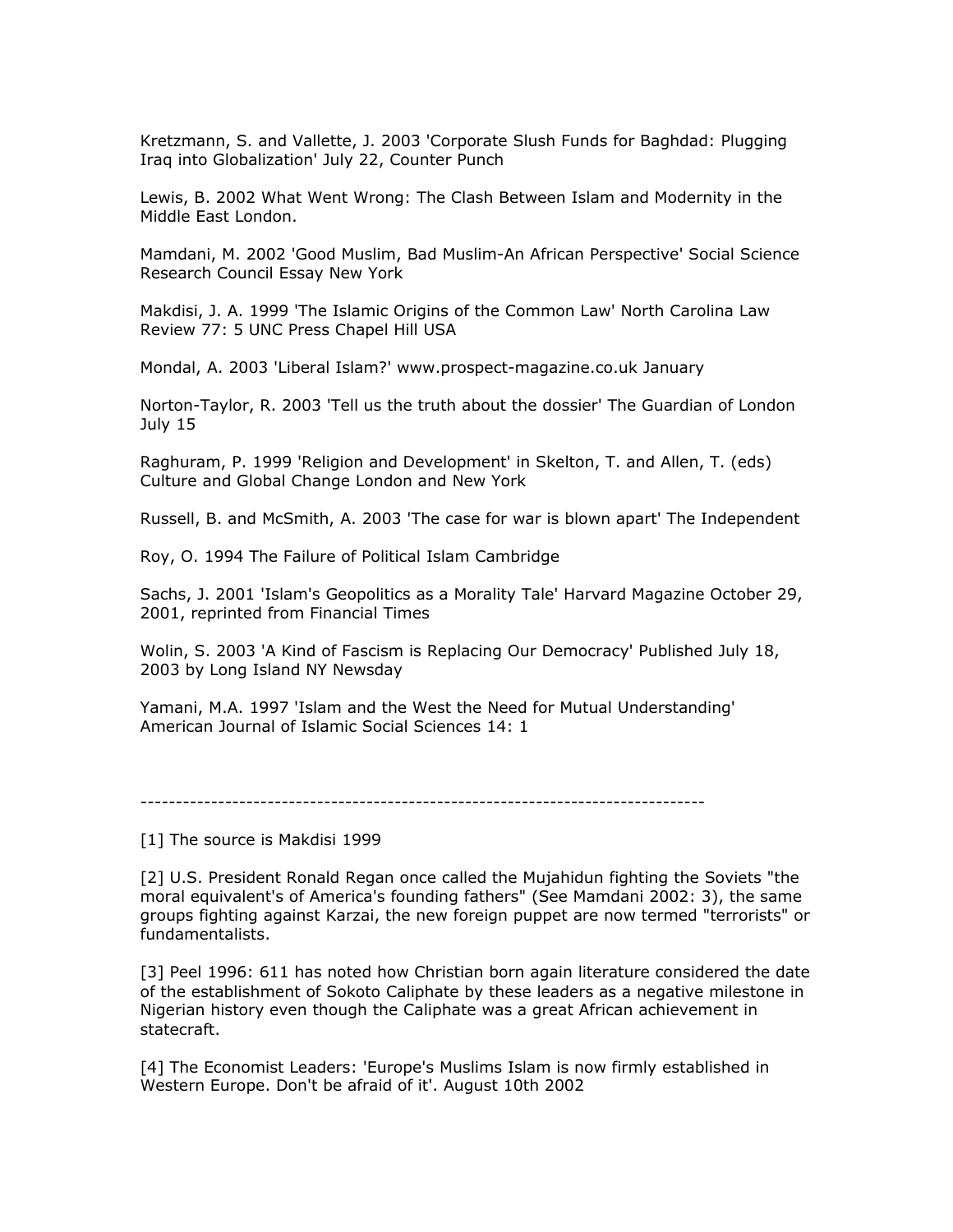Kretzmann, S. and Vallette, J. 2003 'Corporate Slush Funds for Baghdad: Plugging Iraq into Globalization' July 22, Counter Punch

Lewis, B. 2002 What Went Wrong: The Clash Between Islam and Modernity in the Middle East London.

Mamdani, M. 2002 'Good Muslim, Bad Muslim-An African Perspective' Social Science Research Council Essay New York

Makdisi, J. A. 1999 'The Islamic Origins of the Common Law' North Carolina Law Review 77: 5 UNC Press Chapel Hill USA

Mondal, A. 2003 'Liberal Islam?' www.prospect-magazine.co.uk January

Norton-Taylor, R. 2003 'Tell us the truth about the dossier' The Guardian of London July 15

Raghuram, P. 1999 'Religion and Development' in Skelton, T. and Allen, T. (eds) Culture and Global Change London and New York

Russell, B. and McSmith, A. 2003 'The case for war is blown apart' The Independent

Roy, O. 1994 The Failure of Political Islam Cambridge

Sachs, J. 2001 'Islam's Geopolitics as a Morality Tale' Harvard Magazine October 29, 2001, reprinted from Financial Times

Wolin, S. 2003 'A Kind of Fascism is Replacing Our Democracy' Published July 18, 2003 by Long Island NY Newsday

Yamani, M.A. 1997 'Islam and the West the Need for Mutual Understanding' American Journal of Islamic Social Sciences 14: 1

---

[1] The source is Makdisi 1999

[2] U.S. President Ronald Regan once called the Mujahidun fighting the Soviets "the moral equivalent's of America's founding fathers" (See Mamdani 2002: 3), the same groups fighting against Karzai, the new foreign puppet are now termed "terrorists" or fundamentalists.

[3] Peel 1996: 611 has noted how Christian born again literature considered the date of the establishment of Sokoto Caliphate by these leaders as a negative milestone in Nigerian history even though the Caliphate was a great African achievement in statecraft.

[4] The Economist Leaders: 'Europe's Muslims Islam is now firmly established in Western Europe. Don't be afraid of it'. August 10th 2002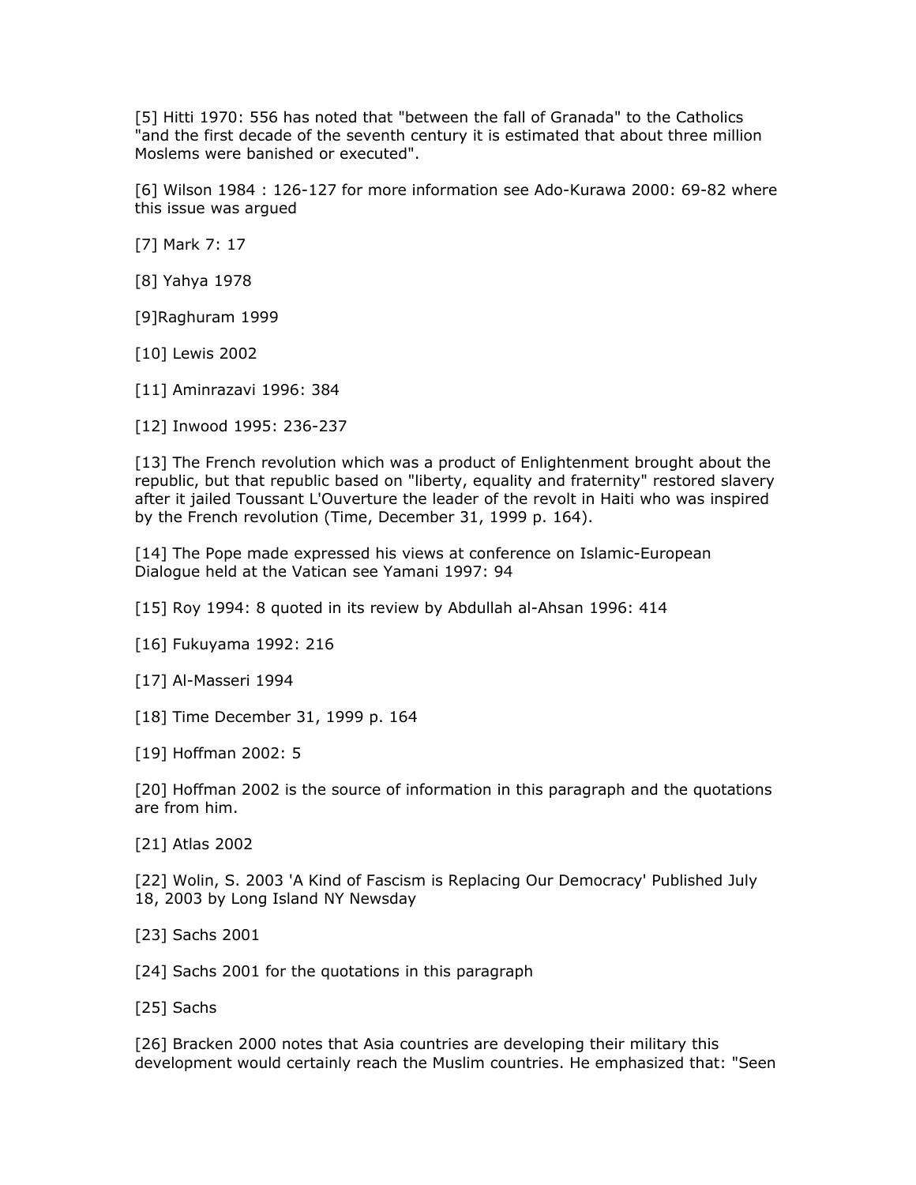[5] Hitti 1970: 556 has noted that "between the fall of Granada" to the Catholics "and the first decade of the seventh century it is estimated that about three million Moslems were banished or executed".

[6] Wilson 1984 : 126-127 for more information see Ado-Kurawa 2000: 69-82 where this issue was argued

[7] Mark 7: 17

[8] Yahya 1978

[9]Raghuram 1999

[10] Lewis 2002

[11] Aminrazavi 1996: 384

[12] Inwood 1995: 236-237

[13] The French revolution which was a product of Enlightenment brought about the republic, but that republic based on "liberty, equality and fraternity" restored slavery after it jailed Toussant L'Ouverture the leader of the revolt in Haiti who was inspired by the French revolution (Time, December 31, 1999 p. 164).

[14] The Pope made expressed his views at conference on Islamic-European Dialogue held at the Vatican see Yamani 1997: 94

[15] Roy 1994: 8 quoted in its review by Abdullah al-Ahsan 1996: 414

[16] Fukuyama 1992: 216

[17] Al-Masseri 1994

[18] Time December 31, 1999 p. 164

[19] Hoffman 2002: 5

[20] Hoffman 2002 is the source of information in this paragraph and the quotations are from him.

[21] Atlas 2002

[22] Wolin, S. 2003 'A Kind of Fascism is Replacing Our Democracy' Published July 18, 2003 by Long Island NY Newsday

[23] Sachs 2001

[24] Sachs 2001 for the quotations in this paragraph

[25] Sachs

[26] Bracken 2000 notes that Asia countries are developing their military this development would certainly reach the Muslim countries. He emphasized that: "Seen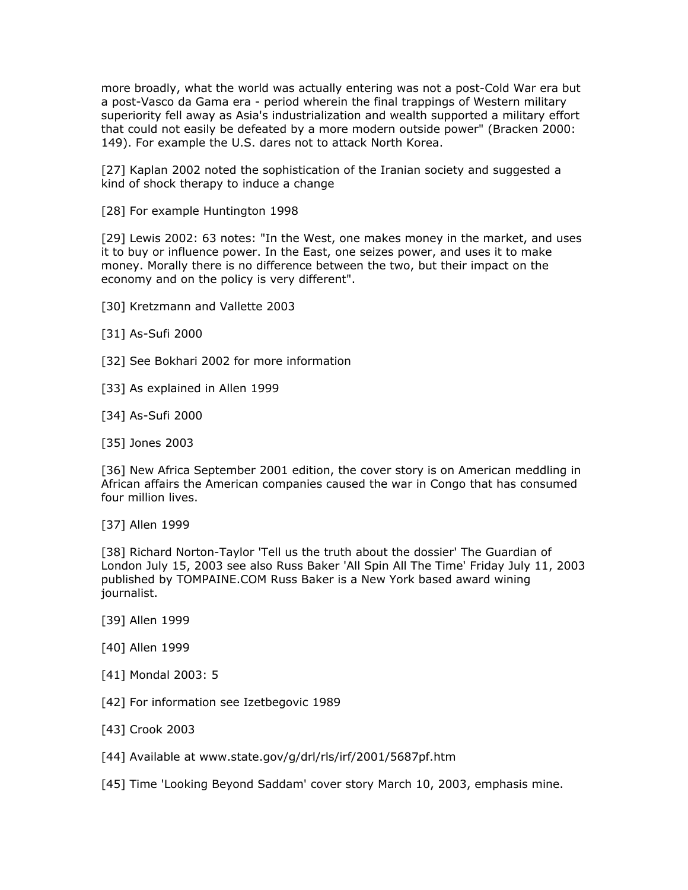more broadly, what the world was actually entering was not a post-Cold War era but a post-Vasco da Gama era - period wherein the final trappings of Western military superiority fell away as Asia's industrialization and wealth supported a military effort that could not easily be defeated by a more modern outside power" (Bracken 2000: 149). For example the U.S. dares not to attack North Korea.

[27] Kaplan 2002 noted the sophistication of the Iranian society and suggested a kind of shock therapy to induce a change

[28] For example Huntington 1998

[29] Lewis 2002: 63 notes: "In the West, one makes money in the market, and uses it to buy or influence power. In the East, one seizes power, and uses it to make money. Morally there is no difference between the two, but their impact on the economy and on the policy is very different".

[30] Kretzmann and Vallette 2003

[31] As-Sufi 2000

[32] See Bokhari 2002 for more information

[33] As explained in Allen 1999

[34] As-Sufi 2000

[35] Jones 2003

[36] New Africa September 2001 edition, the cover story is on American meddling in African affairs the American companies caused the war in Congo that has consumed four million lives.

[37] Allen 1999

[38] Richard Norton-Taylor 'Tell us the truth about the dossier' The Guardian of London July 15, 2003 see also Russ Baker 'All Spin All The Time' Friday July 11, 2003 published by TOMPAINE.COM Russ Baker is a New York based award wining journalist.

[39] Allen 1999

[40] Allen 1999

[41] Mondal 2003: 5

[42] For information see Izetbegovic 1989

[43] Crook 2003

[44] Available at www.state.gov/g/drl/rls/irf/2001/5687pf.htm

[45] Time 'Looking Beyond Saddam' cover story March 10, 2003, emphasis mine.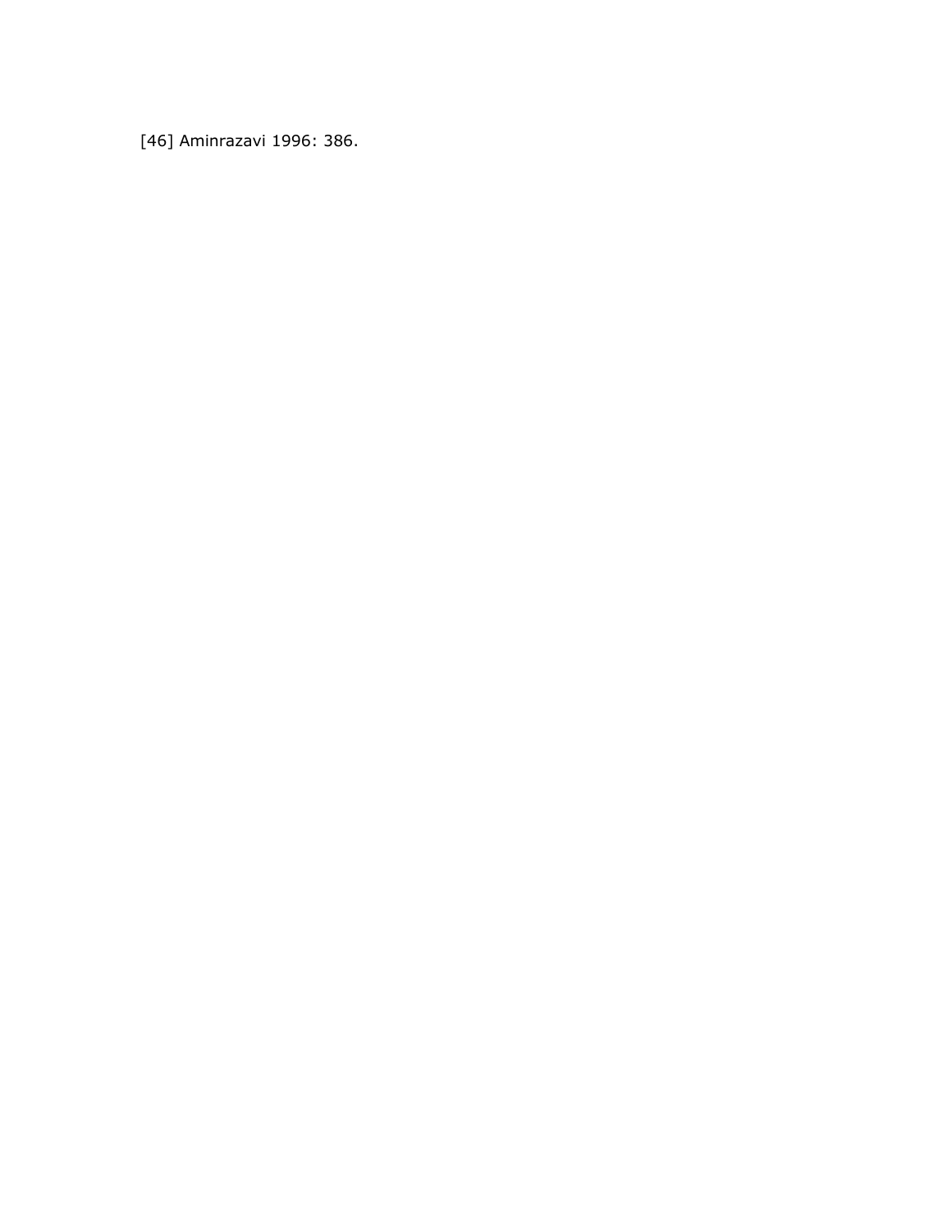[46] Aminrazavi 1996: 386.